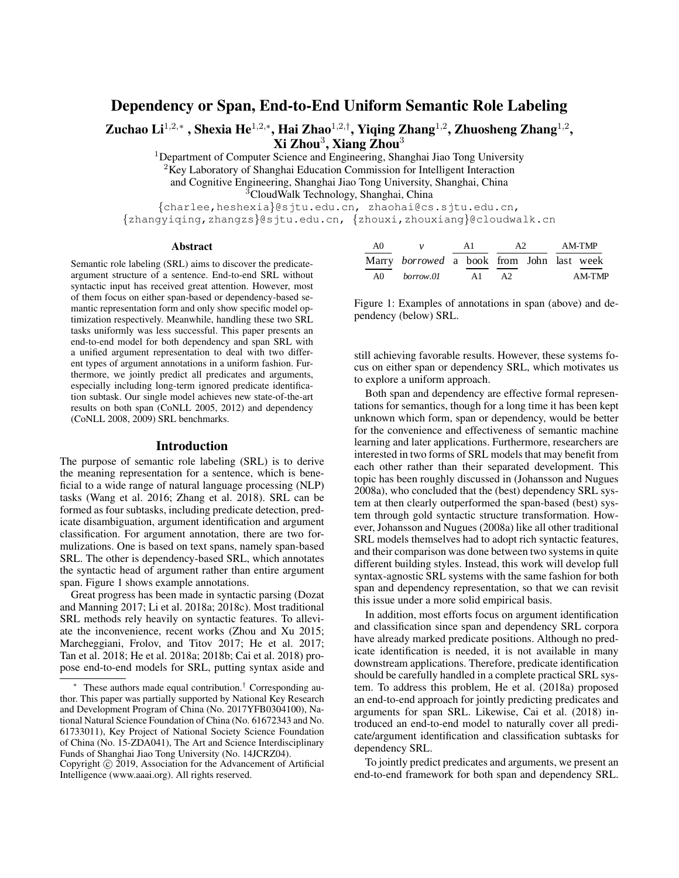# Dependency or Span, End-to-End Uniform Semantic Role Labeling

**Zuchao Li[1,2,*], Shexia He[1,2,*], Hai Zhao[1,2,†], Yiqing Zhang[1,2], Zhuosheng Zhang[1,2], Xi Zhou[3], Xiang Zhou[3]**

[1]Department of Computer Science and Engineering, Shanghai Jiao Tong University
[2]Key Laboratory of Shanghai Education Commission for Intelligent Interaction and Cognitive Engineering, Shanghai Jiao Tong University, Shanghai, China
[3]CloudWalk Technology, Shanghai, China

{charlee,heshexia}@sjtu.edu.cn, zhaohai@cs.sjtu.edu.cn,
{zhangyiqing,zhangzs}@sjtu.edu.cn, {zhouxi,zhouxiang}@cloudwalk.cn

## Abstract

Semantic role labeling (SRL) aims to discover the predicate-argument structure of a sentence. End-to-end SRL without syntactic input has received great attention. However, most of them focus on either span-based or dependency-based semantic representation form and only show specific model optimization respectively. Meanwhile, handling these two SRL tasks uniformly was less successful. This paper presents an end-to-end model for both dependency and span SRL with a unified argument representation to deal with two different types of argument annotations in a uniform fashion. Furthermore, we jointly predict all predicates and arguments, especially including long-term ignored predicate identification subtask. Our single model achieves new state-of-the-art results on both span (CoNLL 2005, 2012) and dependency (CoNLL 2008, 2009) SRL benchmarks.

## Introduction

The purpose of semantic role labeling (SRL) is to derive the meaning representation for a sentence, which is beneficial to a wide range of natural language processing (NLP) tasks (Wang et al. 2016; Zhang et al. 2018). SRL can be formed as four subtasks, including predicate detection, predicate disambiguation, argument identification and argument classification. For argument annotation, there are two formulizations. One is based on text spans, namely span-based SRL. The other is dependency-based SRL, which annotates the syntactic head of argument rather than entire argument span. Figure 1 shows example annotations.

Great progress has been made in syntactic parsing (Dozat and Manning 2017; Li et al. 2018a; 2018c). Most traditional SRL methods rely heavily on syntactic features. To alleviate the inconvenience, recent works (Zhou and Xu 2015; Marcheggiani, Frolov, and Titov 2017; He et al. 2017; Tan et al. 2018; He et al. 2018a; 2018b; Cai et al. 2018) propose end-to-end models for SRL, putting syntax aside and still achieving favorable results. However, these systems focus on either span or dependency SRL, which motivates us to explore a uniform approach.

| A0 | *v* | | A1 | | A2 | | AM-TMP | |
|---|---|---|---|---|---|---|---|---|
| Marry | *borrowed* | a | book | from | John | last | week | |
| A0 | *borrow.01* | | A1 | A2 | | | AM-TMP | |

Figure 1: Examples of annotations in span (above) and dependency (below) SRL.

Both span and dependency are effective formal representations for semantics, though for a long time it has been kept unknown which form, span or dependency, would be better for the convenience and effectiveness of semantic machine learning and later applications. Furthermore, researchers are interested in two forms of SRL models that may benefit from each other rather than their separated development. This topic has been roughly discussed in (Johansson and Nugues 2008a), who concluded that the (best) dependency SRL system at then clearly outperformed the span-based (best) system through gold syntactic structure transformation. However, Johansson and Nugues (2008a) like all other traditional SRL models themselves had to adopt rich syntactic features, and their comparison was done between two systems in quite different building styles. Instead, this work will develop full syntax-agnostic SRL systems with the same fashion for both span and dependency representation, so that we can revisit this issue under a more solid empirical basis.

In addition, most efforts focus on argument identification and classification since span and dependency SRL corpora have already marked predicate positions. Although no predicate identification is needed, it is not available in many downstream applications. Therefore, predicate identification should be carefully handled in a complete practical SRL system. To address this problem, He et al. (2018a) proposed an end-to-end approach for jointly predicting predicates and arguments for span SRL. Likewise, Cai et al. (2018) introduced an end-to-end model to naturally cover all predicate/argument identification and classification subtasks for dependency SRL.

To jointly predict predicates and arguments, we present an end-to-end framework for both span and dependency SRL.

---

[*] These authors made equal contribution.[†] Corresponding author. This paper was partially supported by National Key Research and Development Program of China (No. 2017YFB0304100), National Natural Science Foundation of China (No. 61672343 and No. 61733011), Key Project of National Society Science Foundation of China (No. 15-ZDA041), The Art and Science Interdisciplinary Funds of Shanghai Jiao Tong University (No. 14JCRZ04).
Copyright © 2019, Association for the Advancement of Artificial Intelligence (www.aaai.org). All rights reserved.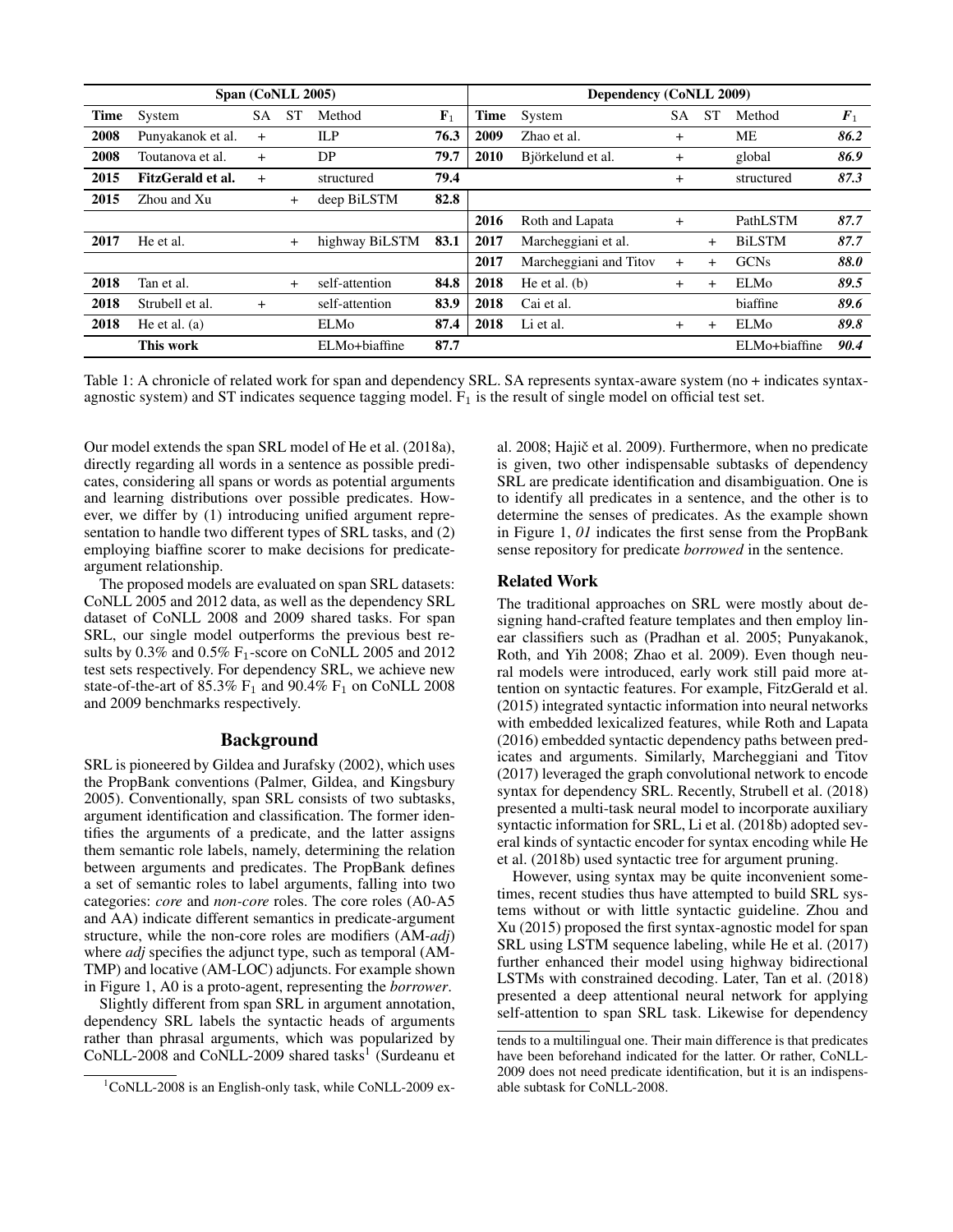| Span (CoNLL 2005) | | | | | | Dependency (CoNLL 2009) | | | | | |
|---|---|---|---|---|---|---|---|---|---|---|---|
| **Time** | System | SA | ST | Method | $\mathbf{F}_1$ | **Time** | System | SA | ST | Method | $\boldsymbol{F}_1$ |
| **2008** | Punyakanok et al. | + | | ILP | **76.3** | **2009** | Zhao et al. | + | | ME | ***86.2*** |
| **2008** | Toutanova et al. | + | | DP | **79.7** | **2010** | Björkelund et al. | + | | global | ***86.9*** |
| **2015** | **FitzGerald et al.** | + | | structured | **79.4** | | | + | | structured | ***87.3*** |
| **2015** | Zhou and Xu | | + | deep BiLSTM | **82.8** | | | | | | |
| | | | | | | **2016** | Roth and Lapata | + | | PathLSTM | ***87.7*** |
| **2017** | He et al. | | + | highway BiLSTM | **83.1** | **2017** | Marcheggiani et al. | | + | BiLSTM | ***87.7*** |
| | | | | | | **2017** | Marcheggiani and Titov | + | + | GCNs | ***88.0*** |
| **2018** | Tan et al. | | + | self-attention | **84.8** | **2018** | He et al. (b) | + | + | ELMo | ***89.5*** |
| **2018** | Strubell et al. | + | | self-attention | **83.9** | **2018** | Cai et al. | | | biaffine | ***89.6*** |
| **2018** | He et al. (a) | | | ELMo | **87.4** | **2018** | Li et al. | + | + | ELMo | ***89.8*** |
| | **This work** | | | ELMo+biaffine | **87.7** | | | | | ELMo+biaffine | ***90.4*** |

Table 1: A chronicle of related work for span and dependency SRL. SA represents syntax-aware system (no + indicates syntax-agnostic system) and ST indicates sequence tagging model. $\text{F}_1$ is the result of single model on official test set.

Our model extends the span SRL model of He et al. (2018a), directly regarding all words in a sentence as possible predicates, considering all spans or words as potential arguments and learning distributions over possible predicates. However, we differ by (1) introducing unified argument representation to handle two different types of SRL tasks, and (2) employing biaffine scorer to make decisions for predicate-argument relationship.

The proposed models are evaluated on span SRL datasets: CoNLL 2005 and 2012 data, as well as the dependency SRL dataset of CoNLL 2008 and 2009 shared tasks. For span SRL, our single model outperforms the previous best results by 0.3% and 0.5% $\text{F}_1$-score on CoNLL 2005 and 2012 test sets respectively. For dependency SRL, we achieve new state-of-the-art of 85.3% $\text{F}_1$ and 90.4% $\text{F}_1$ on CoNLL 2008 and 2009 benchmarks respectively.

## Background

SRL is pioneered by Gildea and Jurafsky (2002), which uses the PropBank conventions (Palmer, Gildea, and Kingsbury 2005). Conventionally, span SRL consists of two subtasks, argument identification and classification. The former identifies the arguments of a predicate, and the latter assigns them semantic role labels, namely, determining the relation between arguments and predicates. The PropBank defines a set of semantic roles to label arguments, falling into two categories: *core* and *non-core* roles. The core roles (A0-A5 and AA) indicate different semantics in predicate-argument structure, while the non-core roles are modifiers (AM-*adj*) where *adj* specifies the adjunct type, such as temporal (AM-TMP) and locative (AM-LOC) adjuncts. For example shown in Figure 1, A0 is a proto-agent, representing the *borrower*.

Slightly different from span SRL in argument annotation, dependency SRL labels the syntactic heads of arguments rather than phrasal arguments, which was popularized by CoNLL-2008 and CoNLL-2009 shared tasks[1] (Surdeanu et al. 2008; Hajič et al. 2009). Furthermore, when no predicate is given, two other indispensable subtasks of dependency SRL are predicate identification and disambiguation. One is to identify all predicates in a sentence, and the other is to determine the senses of predicates. As the example shown in Figure 1, *01* indicates the first sense from the PropBank sense repository for predicate *borrowed* in the sentence.

## Related Work

The traditional approaches on SRL were mostly about designing hand-crafted feature templates and then employ linear classifiers such as (Pradhan et al. 2005; Punyakanok, Roth, and Yih 2008; Zhao et al. 2009). Even though neural models were introduced, early work still paid more attention on syntactic features. For example, FitzGerald et al. (2015) integrated syntactic information into neural networks with embedded lexicalized features, while Roth and Lapata (2016) embedded syntactic dependency paths between predicates and arguments. Similarly, Marcheggiani and Titov (2017) leveraged the graph convolutional network to encode syntax for dependency SRL. Recently, Strubell et al. (2018) presented a multi-task neural model to incorporate auxiliary syntactic information for SRL, Li et al. (2018b) adopted several kinds of syntactic encoder for syntax encoding while He et al. (2018b) used syntactic tree for argument pruning.

However, using syntax may be quite inconvenient sometimes, recent studies thus have attempted to build SRL systems without or with little syntactic guideline. Zhou and Xu (2015) proposed the first syntax-agnostic model for span SRL using LSTM sequence labeling, while He et al. (2017) further enhanced their model using highway bidirectional LSTMs with constrained decoding. Later, Tan et al. (2018) presented a deep attentional neural network for applying self-attention to span SRL task. Likewise for dependency

[1] CoNLL-2008 is an English-only task, while CoNLL-2009 extends to a multilingual one. Their main difference is that predicates have been beforehand indicated for the latter. Or rather, CoNLL-2009 does not need predicate identification, but it is an indispensable subtask for CoNLL-2008.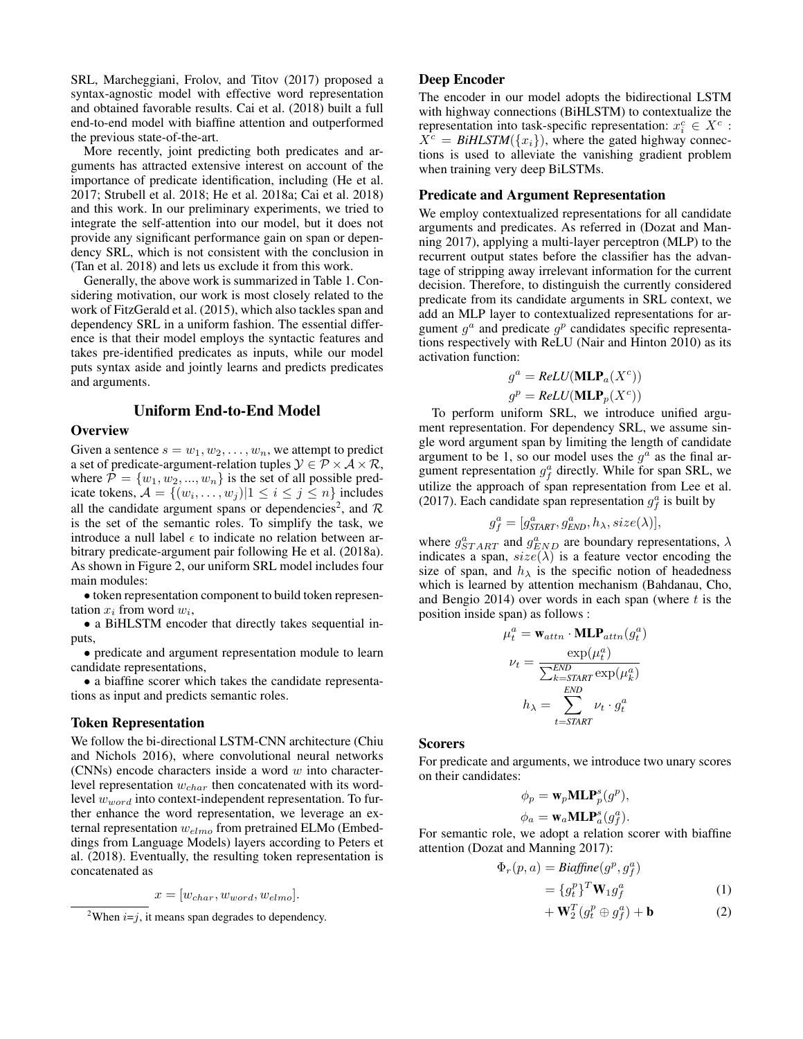SRL, Marcheggiani, Frolov, and Titov (2017) proposed a syntax-agnostic model with effective word representation and obtained favorable results. Cai et al. (2018) built a full end-to-end model with biaffine attention and outperformed the previous state-of-the-art.

More recently, joint predicting both predicates and arguments has attracted extensive interest on account of the importance of predicate identification, including (He et al. 2017; Strubell et al. 2018; He et al. 2018a; Cai et al. 2018) and this work. In our preliminary experiments, we tried to integrate the self-attention into our model, but it does not provide any significant performance gain on span or dependency SRL, which is not consistent with the conclusion in (Tan et al. 2018) and lets us exclude it from this work.

Generally, the above work is summarized in Table 1. Considering motivation, our work is most closely related to the work of FitzGerald et al. (2015), which also tackles span and dependency SRL in a uniform fashion. The essential difference is that their model employs the syntactic features and takes pre-identified predicates as inputs, while our model puts syntax aside and jointly learns and predicts predicates and arguments.

# Uniform End-to-End Model

## Overview

Given a sentence $s = w_1, w_2, \dots, w_n$, we attempt to predict a set of predicate-argument-relation tuples $\mathcal{Y} \in \mathcal{P} \times \mathcal{A} \times \mathcal{R}$, where $\mathcal{P} = \{w_1, w_2, ..., w_n\}$ is the set of all possible predicate tokens, $\mathcal{A} = \{(w_i, \dots, w_j)|1 \leq i \leq j \leq n\}$ includes all the candidate argument spans or dependencies[2], and $\mathcal{R}$ is the set of the semantic roles. To simplify the task, we introduce a null label $\epsilon$ to indicate no relation between arbitrary predicate-argument pair following He et al. (2018a). As shown in Figure 2, our uniform SRL model includes four main modules:

- token representation component to build token representation $x_i$ from word $w_i$,
- a BiHLSTM encoder that directly takes sequential inputs,
- predicate and argument representation module to learn candidate representations,
- a biaffine scorer which takes the candidate representations as input and predicts semantic roles.

## Token Representation

We follow the bi-directional LSTM-CNN architecture (Chiu and Nichols 2016), where convolutional neural networks (CNNs) encode characters inside a word $w$ into character-level representation $w_{char}$ then concatenated with its word-level $w_{word}$ into context-independent representation. To further enhance the word representation, we leverage an external representation $w_{elmo}$ from pretrained ELMo (Embeddings from Language Models) layers according to Peters et al. (2018). Eventually, the resulting token representation is concatenated as

$$x = [w_{char}, w_{word}, w_{elmo}].$$

[2]When $i$=$j$, it means span degrades to dependency.

## Deep Encoder

The encoder in our model adopts the bidirectional LSTM with highway connections (BiHLSTM) to contextualize the representation into task-specific representation: $x_i^c \in X^c$ : $X^c = \textit{BiHLSTM}(\{x_i\})$, where the gated highway connections is used to alleviate the vanishing gradient problem when training very deep BiLSTMs.

## Predicate and Argument Representation

We employ contextualized representations for all candidate arguments and predicates. As referred in (Dozat and Manning 2017), applying a multi-layer perceptron (MLP) to the recurrent output states before the classifier has the advantage of stripping away irrelevant information for the current decision. Therefore, to distinguish the currently considered predicate from its candidate arguments in SRL context, we add an MLP layer to contextualized representations for argument $g^a$ and predicate $g^p$ candidates specific representations respectively with ReLU (Nair and Hinton 2010) as its activation function:

$$g^a = \textit{ReLU}(\mathbf{MLP}_a(X^c))$$
$$g^p = \textit{ReLU}(\mathbf{MLP}_p(X^c))$$

To perform uniform SRL, we introduce unified argument representation. For dependency SRL, we assume single word argument span by limiting the length of candidate argument to be 1, so our model uses the $g^a$ as the final argument representation $g_f^a$ directly. While for span SRL, we utilize the approach of span representation from Lee et al. (2017). Each candidate span representation $g_f^a$ is built by

$$g_f^a = [g^a_{\textit{START}}, g^a_{\textit{END}}, h_\lambda, size(\lambda)],$$

where $g^a_{START}$ and $g^a_{END}$ are boundary representations, $\lambda$ indicates a span, $size(\lambda)$ is a feature vector encoding the size of span, and $h_\lambda$ is the specific notion of headedness which is learned by attention mechanism (Bahdanau, Cho, and Bengio 2014) over words in each span (where $t$ is the position inside span) as follows :

$$\mu_t^a = \mathbf{w}_{attn} \cdot \mathbf{MLP}_{attn}(g_t^a)$$
$$\nu_t = \frac{\exp(\mu_t^a)}{\sum_{k=\textit{START}}^{\textit{END}} \exp(\mu_k^a)}$$
$$h_\lambda = \sum_{t=\textit{START}}^{\textit{END}} \nu_t \cdot g_t^a$$

## Scorers

For predicate and arguments, we introduce two unary scores on their candidates:

$$\phi_p = \mathbf{w}_p \mathbf{MLP}_p^s(g^p),$$
$$\phi_a = \mathbf{w}_a \mathbf{MLP}_a^s(g_f^a).$$

For semantic role, we adopt a relation scorer with biaffine attention (Dozat and Manning 2017):

$$\Phi_r(p, a) = \textit{Biaffine}(g^p, g_f^a)$$
$$= \{g_t^p\}^T \mathbf{W}_1 g_f^a \quad (1)$$
$$+ \mathbf{W}_2^T (g_t^p \oplus g_f^a) + \mathbf{b} \quad (2)$$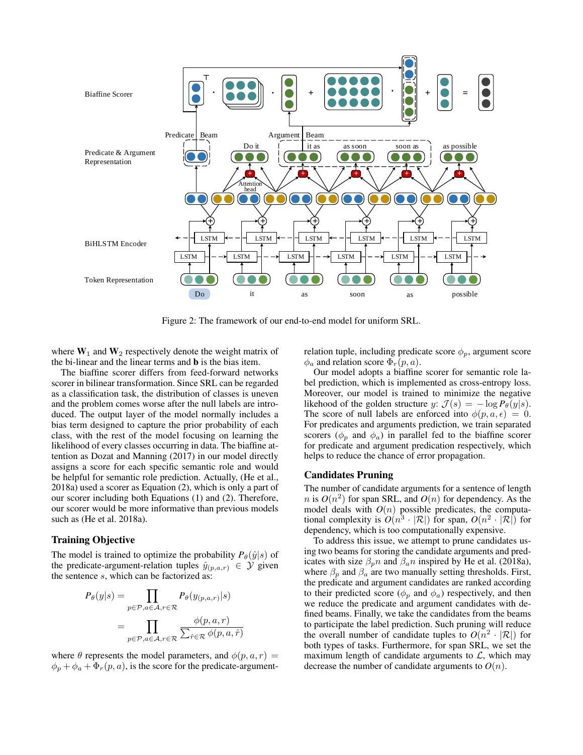Figure 2: The framework of our end-to-end model for uniform SRL.

where $\mathbf{W}_1$ and $\mathbf{W}_2$ respectively denote the weight matrix of the bi-linear and the linear terms and $\mathbf{b}$ is the bias item.

The biaffine scorer differs from feed-forward networks scorer in bilinear transformation. Since SRL can be regarded as a classification task, the distribution of classes is uneven and the problem comes worse after the null labels are introduced. The output layer of the model normally includes a bias term designed to capture the prior probability of each class, with the rest of the model focusing on learning the likelihood of every classes occurring in data. The biaffine attention as Dozat and Manning (2017) in our model directly assigns a score for each specific semantic role and would be helpful for semantic role prediction. Actually, (He et al., 2018a) used a scorer as Equation (2), which is only a part of our scorer including both Equations (1) and (2). Therefore, our scorer would be more informative than previous models such as (He et al. 2018a).

## Training Objective

The model is trained to optimize the probability $P_\theta(\hat{y}|s)$ of the predicate-argument-relation tuples $\hat{y}_{(p,a,r)} \in \mathcal{Y}$ given the sentence $s$, which can be factorized as:

$$
\begin{aligned}
P_\theta(y|s) &= \prod_{p \in \mathcal{P}, a \in \mathcal{A}, r \in \mathcal{R}} P_\theta(y_{(p,a,r)}|s) \\
&= \prod_{p \in \mathcal{P}, a \in \mathcal{A}, r \in \mathcal{R}} \frac{\phi(p,a,r)}{\sum_{\hat{r} \in \mathcal{R}} \phi(p,a,\hat{r})}
\end{aligned}
$$

where $\theta$ represents the model parameters, and $\phi(p,a,r) = \phi_p + \phi_a + \Phi_r(p,a)$, is the score for the predicate-argument-relation tuple, including predicate score $\phi_p$, argument score $\phi_a$ and relation score $\Phi_r(p,a)$.

Our model adopts a biaffine scorer for semantic role label prediction, which is implemented as cross-entropy loss. Moreover, our model is trained to minimize the negative likehood of the golden structure $y$: $\mathcal{J}(s) = -\log P_\theta(y|s)$. The score of null labels are enforced into $\phi(p,a,\epsilon) = 0$. For predicates and arguments prediction, we train separated scorers ($\phi_p$ and $\phi_a$) in parallel fed to the biaffine scorer for predicate and argument predication respectively, which helps to reduce the chance of error propagation.

## Candidates Pruning

The number of candidate arguments for a sentence of length $n$ is $O(n^2)$ for span SRL, and $O(n)$ for dependency. As the model deals with $O(n)$ possible predicates, the computational complexity is $O(n^3 \cdot |\mathcal{R}|)$ for span, $O(n^2 \cdot |\mathcal{R}|)$ for dependency, which is too computationally expensive.

To address this issue, we attempt to prune candidates using two beams for storing the candidate arguments and predicates with size $\beta_p n$ and $\beta_a n$ inspired by He et al. (2018a), where $\beta_p$ and $\beta_a$ are two manually setting thresholds. First, the predicate and argument candidates are ranked according to their predicted score ($\phi_p$ and $\phi_a$) respectively, and then we reduce the predicate and argument candidates with defined beams. Finally, we take the candidates from the beams to participate the label prediction. Such pruning will reduce the overall number of candidate tuples to $O(n^2 \cdot |\mathcal{R}|)$ for both types of tasks. Furthermore, for span SRL, we set the maximum length of candidate arguments to $\mathcal{L}$, which may decrease the number of candidate arguments to $O(n)$.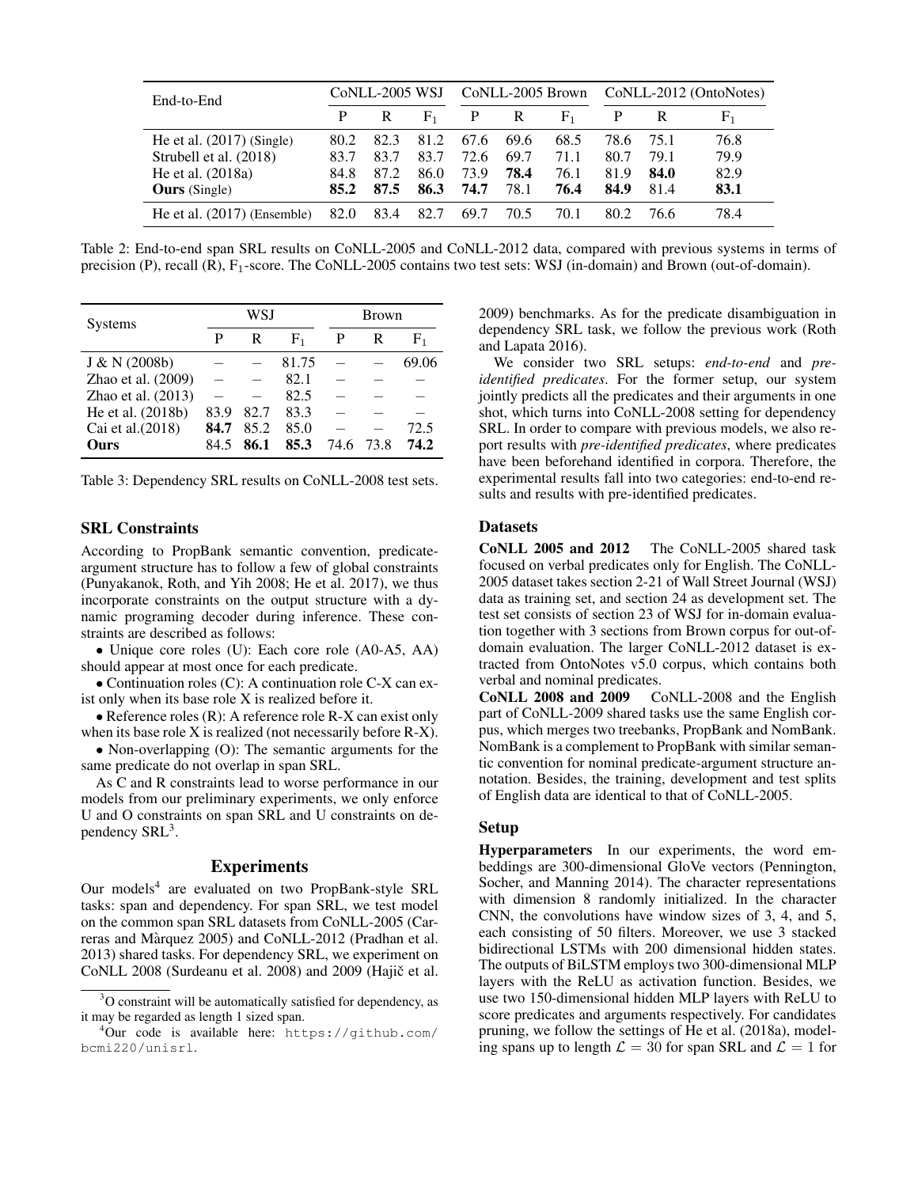| End-to-End | CoNLL-2005 WSJ | | | CoNLL-2005 Brown | | | CoNLL-2012 (OntoNotes) | | |
|---|---|---|---|---|---|---|---|---|---|
| | P | R | $F_1$ | P | R | $F_1$ | P | R | $F_1$ |
| He et al. (2017) (Single) | 80.2 | 82.3 | 81.2 | 67.6 | 69.6 | 68.5 | 78.6 | 75.1 | 76.8 |
| Strubell et al. (2018) | 83.7 | 83.7 | 83.7 | 72.6 | 69.7 | 71.1 | 80.7 | 79.1 | 79.9 |
| He et al. (2018a) | 84.8 | 87.2 | 86.0 | 73.9 | **78.4** | 76.1 | 81.9 | **84.0** | 82.9 |
| **Ours** (Single) | **85.2** | **87.5** | **86.3** | **74.7** | 78.1 | **76.4** | **84.9** | 81.4 | **83.1** |
| He et al. (2017) (Ensemble) | 82.0 | 83.4 | 82.7 | 69.7 | 70.5 | 70.1 | 80.2 | 76.6 | 78.4 |

Table 2: End-to-end span SRL results on CoNLL-2005 and CoNLL-2012 data, compared with previous systems in terms of precision (P), recall (R), $F_1$-score. The CoNLL-2005 contains two test sets: WSJ (in-domain) and Brown (out-of-domain).

| Systems | WSJ | | | Brown | | |
|---|---|---|---|---|---|---|
| | P | R | $F_1$ | P | R | $F_1$ |
| J & N (2008b) | – | – | 81.75 | – | – | 69.06 |
| Zhao et al. (2009) | – | – | 82.1 | – | – | – |
| Zhao et al. (2013) | – | – | 82.5 | – | – | – |
| He et al. (2018b) | 83.9 | 82.7 | 83.3 | – | – | – |
| Cai et al.(2018) | **84.7** | 85.2 | 85.0 | – | – | 72.5 |
| **Ours** | 84.5 | **86.1** | **85.3** | 74.6 | 73.8 | **74.2** |

Table 3: Dependency SRL results on CoNLL-2008 test sets.

## SRL Constraints

According to PropBank semantic convention, predicate-argument structure has to follow a few of global constraints (Punyakanok, Roth, and Yih 2008; He et al. 2017), we thus incorporate constraints on the output structure with a dynamic programing decoder during inference. These constraints are described as follows:

- Unique core roles (U): Each core role (A0-A5, AA) should appear at most once for each predicate.
- Continuation roles (C): A continuation role C-X can exist only when its base role X is realized before it.
- Reference roles (R): A reference role R-X can exist only when its base role X is realized (not necessarily before R-X).
- Non-overlapping (O): The semantic arguments for the same predicate do not overlap in span SRL.

As C and R constraints lead to worse performance in our models from our preliminary experiments, we only enforce U and O constraints on span SRL and U constraints on dependency SRL[3].

## Experiments

Our models[4] are evaluated on two PropBank-style SRL tasks: span and dependency. For span SRL, we test model on the common span SRL datasets from CoNLL-2005 (Carreras and Màrquez 2005) and CoNLL-2012 (Pradhan et al. 2013) shared tasks. For dependency SRL, we experiment on CoNLL 2008 (Surdeanu et al. 2008) and 2009 (Hajič et al. 2009) benchmarks. As for the predicate disambiguation in dependency SRL task, we follow the previous work (Roth and Lapata 2016).

We consider two SRL setups: *end-to-end* and *pre-identified predicates*. For the former setup, our system jointly predicts all the predicates and their arguments in one shot, which turns into CoNLL-2008 setting for dependency SRL. In order to compare with previous models, we also report results with *pre-identified predicates*, where predicates have been beforehand identified in corpora. Therefore, the experimental results fall into two categories: end-to-end results and results with pre-identified predicates.

### Datasets

**CoNLL 2005 and 2012** The CoNLL-2005 shared task focused on verbal predicates only for English. The CoNLL-2005 dataset takes section 2-21 of Wall Street Journal (WSJ) data as training set, and section 24 as development set. The test set consists of section 23 of WSJ for in-domain evaluation together with 3 sections from Brown corpus for out-of-domain evaluation. The larger CoNLL-2012 dataset is extracted from OntoNotes v5.0 corpus, which contains both verbal and nominal predicates.

**CoNLL 2008 and 2009** CoNLL-2008 and the English part of CoNLL-2009 shared tasks use the same English corpus, which merges two treebanks, PropBank and NomBank. NomBank is a complement to PropBank with similar semantic convention for nominal predicate-argument structure annotation. Besides, the training, development and test splits of English data are identical to that of CoNLL-2005.

### Setup

**Hyperparameters** In our experiments, the word embeddings are 300-dimensional GloVe vectors (Pennington, Socher, and Manning 2014). The character representations with dimension 8 randomly initialized. In the character CNN, the convolutions have window sizes of 3, 4, and 5, each consisting of 50 filters. Moreover, we use 3 stacked bidirectional LSTMs with 200 dimensional hidden states. The outputs of BiLSTM employs two 300-dimensional MLP layers with the ReLU as activation function. Besides, we use two 150-dimensional hidden MLP layers with ReLU to score predicates and arguments respectively. For candidates pruning, we follow the settings of He et al. (2018a), modeling spans up to length $\mathcal{L} = 30$ for span SRL and $\mathcal{L} = 1$ for

[3] O constraint will be automatically satisfied for dependency, as it may be regarded as length 1 sized span.

[4] Our code is available here: `https://github.com/bcmi220/unisrl`.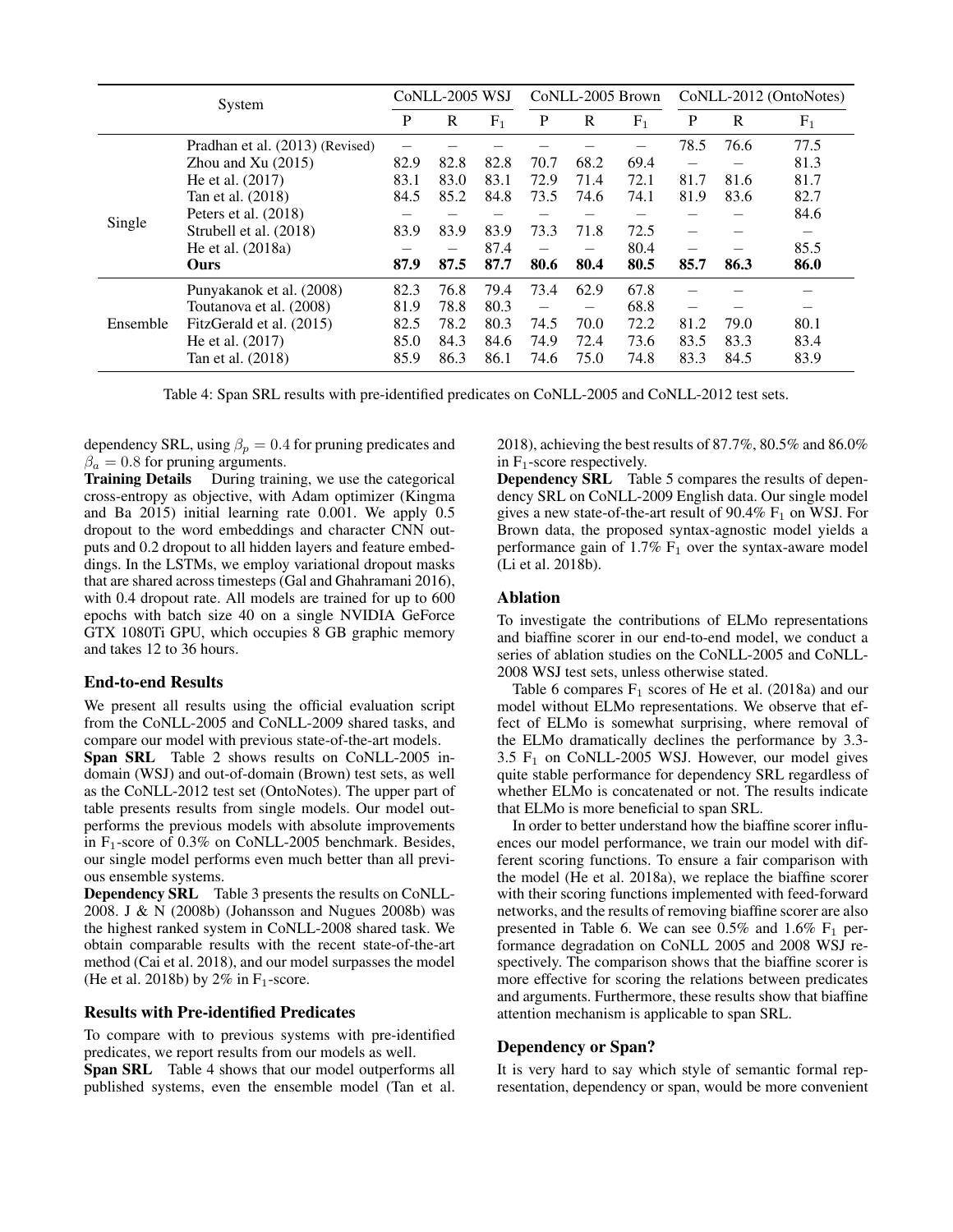| System | | CoNLL-2005 WSJ | | | CoNLL-2005 Brown | | | CoNLL-2012 (OntoNotes) | | |
|---|---|---|---|---|---|---|---|---|---|---|
| | | P | R | $F_1$ | P | R | $F_1$ | P | R | $F_1$ |
| Single | Pradhan et al. (2013) (Revised) | – | – | – | – | – | – | 78.5 | 76.6 | 77.5 |
| | Zhou and Xu (2015) | 82.9 | 82.8 | 82.8 | 70.7 | 68.2 | 69.4 | – | – | 81.3 |
| | He et al. (2017) | 83.1 | 83.0 | 83.1 | 72.9 | 71.4 | 72.1 | 81.7 | 81.6 | 81.7 |
| | Tan et al. (2018) | 84.5 | 85.2 | 84.8 | 73.5 | 74.6 | 74.1 | 81.9 | 83.6 | 82.7 |
| | Peters et al. (2018) | – | – | – | – | – | – | – | – | 84.6 |
| | Strubell et al. (2018) | 83.9 | 83.9 | 83.9 | 73.3 | 71.8 | 72.5 | – | – | – |
| | He et al. (2018a) | – | – | 87.4 | – | – | 80.4 | – | – | 85.5 |
| | **Ours** | **87.9** | **87.5** | **87.7** | **80.6** | **80.4** | **80.5** | **85.7** | **86.3** | **86.0** |
| Ensemble | Punyakanok et al. (2008) | 82.3 | 76.8 | 79.4 | 73.4 | 62.9 | 67.8 | – | – | – |
| | Toutanova et al. (2008) | 81.9 | 78.8 | 80.3 | – | – | 68.8 | – | – | – |
| | FitzGerald et al. (2015) | 82.5 | 78.2 | 80.3 | 74.5 | 70.0 | 72.2 | 81.2 | 79.0 | 80.1 |
| | He et al. (2017) | 85.0 | 84.3 | 84.6 | 74.9 | 72.4 | 73.6 | 83.5 | 83.3 | 83.4 |
| | Tan et al. (2018) | 85.9 | 86.3 | 86.1 | 74.6 | 75.0 | 74.8 | 83.3 | 84.5 | 83.9 |

Table 4: Span SRL results with pre-identified predicates on CoNLL-2005 and CoNLL-2012 test sets.

dependency SRL, using $\beta_p = 0.4$ for pruning predicates and $\beta_a = 0.8$ for pruning arguments.

**Training Details** During training, we use the categorical cross-entropy as objective, with Adam optimizer (Kingma and Ba 2015) initial learning rate 0.001. We apply 0.5 dropout to the word embeddings and character CNN outputs and 0.2 dropout to all hidden layers and feature embeddings. In the LSTMs, we employ variational dropout masks that are shared across timesteps (Gal and Ghahramani 2016), with 0.4 dropout rate. All models are trained for up to 600 epochs with batch size 40 on a single NVIDIA GeForce GTX 1080Ti GPU, which occupies 8 GB graphic memory and takes 12 to 36 hours.

### End-to-end Results

We present all results using the official evaluation script from the CoNLL-2005 and CoNLL-2009 shared tasks, and compare our model with previous state-of-the-art models.

**Span SRL** Table 2 shows results on CoNLL-2005 in-domain (WSJ) and out-of-domain (Brown) test sets, as well as the CoNLL-2012 test set (OntoNotes). The upper part of table presents results from single models. Our model outperforms the previous models with absolute improvements in $F_1$-score of 0.3% on CoNLL-2005 benchmark. Besides, our single model performs even much better than all previous ensemble systems.

**Dependency SRL** Table 3 presents the results on CoNLL-2008. J & N (2008b) (Johansson and Nugues 2008b) was the highest ranked system in CoNLL-2008 shared task. We obtain comparable results with the recent state-of-the-art method (Cai et al. 2018), and our model surpasses the model (He et al. 2018b) by 2% in $F_1$-score.

### Results with Pre-identified Predicates

To compare with to previous systems with pre-identified predicates, we report results from our models as well.

**Span SRL** Table 4 shows that our model outperforms all published systems, even the ensemble model (Tan et al. 2018), achieving the best results of 87.7%, 80.5% and 86.0% in $F_1$-score respectively.

**Dependency SRL** Table 5 compares the results of dependency SRL on CoNLL-2009 English data. Our single model gives a new state-of-the-art result of 90.4% $F_1$ on WSJ. For Brown data, the proposed syntax-agnostic model yields a performance gain of 1.7% $F_1$ over the syntax-aware model (Li et al. 2018b).

### Ablation

To investigate the contributions of ELMo representations and biaffine scorer in our end-to-end model, we conduct a series of ablation studies on the CoNLL-2005 and CoNLL-2008 WSJ test sets, unless otherwise stated.

Table 6 compares $F_1$ scores of He et al. (2018a) and our model without ELMo representations. We observe that effect of ELMo is somewhat surprising, where removal of the ELMo dramatically declines the performance by 3.3-3.5 $F_1$ on CoNLL-2005 WSJ. However, our model gives quite stable performance for dependency SRL regardless of whether ELMo is concatenated or not. The results indicate that ELMo is more beneficial to span SRL.

In order to better understand how the biaffine scorer influences our model performance, we train our model with different scoring functions. To ensure a fair comparison with the model (He et al. 2018a), we replace the biaffine scorer with their scoring functions implemented with feed-forward networks, and the results of removing biaffine scorer are also presented in Table 6. We can see 0.5% and 1.6% $F_1$ performance degradation on CoNLL 2005 and 2008 WSJ respectively. The comparison shows that the biaffine scorer is more effective for scoring the relations between predicates and arguments. Furthermore, these results show that biaffine attention mechanism is applicable to span SRL.

### Dependency or Span?

It is very hard to say which style of semantic formal representation, dependency or span, would be more convenient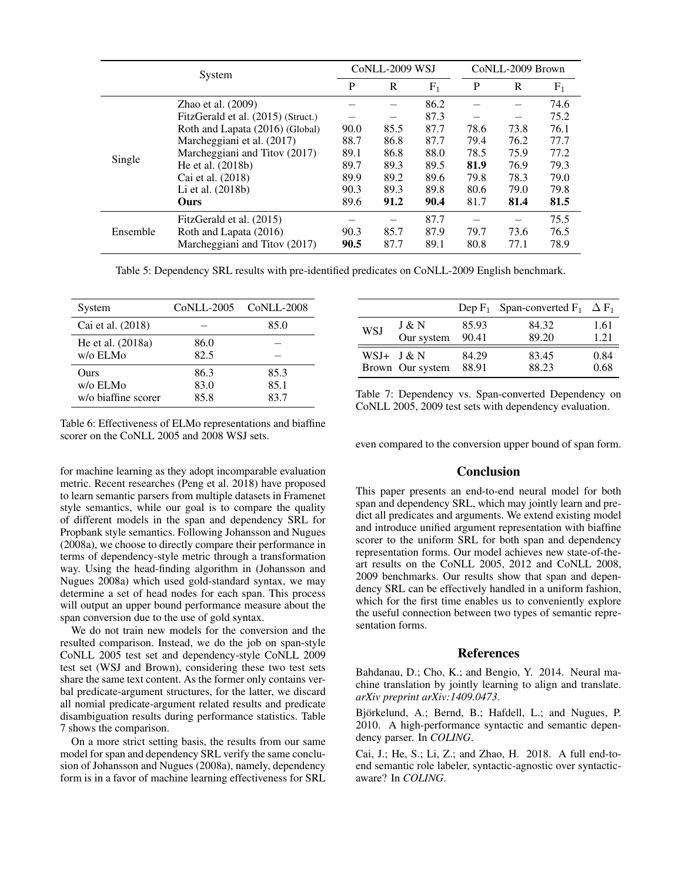| System | | CoNLL-2009 WSJ | | | CoNLL-2009 Brown | | |
|---|---|---|---|---|---|---|---|
| | | P | R | $F_1$ | P | R | $F_1$ |
| Single | Zhao et al. (2009) | – | – | 86.2 | – | – | 74.6 |
| | FitzGerald et al. (2015) (Struct.) | – | – | 87.3 | – | – | 75.2 |
| | Roth and Lapata (2016) (Global) | 90.0 | 85.5 | 87.7 | 78.6 | 73.8 | 76.1 |
| | Marcheggiani et al. (2017) | 88.7 | 86.8 | 87.7 | 79.4 | 76.2 | 77.7 |
| | Marcheggiani and Titov (2017) | 89.1 | 86.8 | 88.0 | 78.5 | 75.9 | 77.2 |
| | He et al. (2018b) | 89.7 | 89.3 | 89.5 | **81.9** | 76.9 | 79.3 |
| | Cai et al. (2018) | 89.9 | 89.2 | 89.6 | 79.8 | 78.3 | 79.0 |
| | Li et al. (2018b) | 90.3 | 89.3 | 89.8 | 80.6 | 79.0 | 79.8 |
| | **Ours** | 89.6 | **91.2** | **90.4** | 81.7 | **81.4** | **81.5** |
| Ensemble | FitzGerald et al. (2015) | – | – | 87.7 | – | – | 75.5 |
| | Roth and Lapata (2016) | 90.3 | 85.7 | 87.9 | 79.7 | 73.6 | 76.5 |
| | Marcheggiani and Titov (2017) | **90.5** | 87.7 | 89.1 | 80.8 | 77.1 | 78.9 |

Table 5: Dependency SRL results with pre-identified predicates on CoNLL-2009 English benchmark.

| System | CoNLL-2005 | CoNLL-2008 |
|---|---|---|
| Cai et al. (2018) | – | 85.0 |
| He et al. (2018a) | 86.0 | – |
| w/o ELMo | 82.5 | – |
| Ours | 86.3 | 85.3 |
| w/o ELMo | 83.0 | 85.1 |
| w/o biaffine scorer | 85.8 | 83.7 |

Table 6: Effectiveness of ELMo representations and biaffine scorer on the CoNLL 2005 and 2008 WSJ sets.

for machine learning as they adopt incomparable evaluation metric. Recent researches (Peng et al. 2018) have proposed to learn semantic parsers from multiple datasets in Framenet style semantics, while our goal is to compare the quality of different models in the span and dependency SRL for Propbank style semantics. Following Johansson and Nugues (2008a), we choose to directly compare their performance in terms of dependency-style metric through a transformation way. Using the head-finding algorithm in (Johansson and Nugues 2008a) which used gold-standard syntax, we may determine a set of head nodes for each span. This process will output an upper bound performance measure about the span conversion due to the use of gold syntax.

We do not train new models for the conversion and the resulted comparison. Instead, we do the job on span-style CoNLL 2005 test set and dependency-style CoNLL 2009 test set (WSJ and Brown), considering these two test sets share the same text content. As the former only contains verbal predicate-argument structures, for the latter, we discard all nomial predicate-argument related results and predicate disambiguation results during performance statistics. Table 7 shows the comparison.

On a more strict setting basis, the results from our same model for span and dependency SRL verify the same conclusion of Johansson and Nugues (2008a), namely, dependency form is in a favor of machine learning effectiveness for SRL even compared to the conversion upper bound of span form.

| | | Dep $F_1$ | Span-converted $F_1$ | $\Delta$ $F_1$ |
|---|---|---|---|---|
| WSJ | J & N | 85.93 | 84.32 | 1.61 |
| | Our system | 90.41 | 89.20 | 1.21 |
| WSJ+ Brown | J & N | 84.29 | 83.45 | 0.84 |
| | Our system | 88.91 | 88.23 | 0.68 |

Table 7: Dependency vs. Span-converted Dependency on CoNLL 2005, 2009 test sets with dependency evaluation.

## Conclusion

This paper presents an end-to-end neural model for both span and dependency SRL, which may jointly learn and predict all predicates and arguments. We extend existing model and introduce unified argument representation with biaffine scorer to the uniform SRL for both span and dependency representation forms. Our model achieves new state-of-the-art results on the CoNLL 2005, 2012 and CoNLL 2008, 2009 benchmarks. Our results show that span and dependency SRL can be effectively handled in a uniform fashion, which for the first time enables us to conveniently explore the useful connection between two types of semantic representation forms.

## References

Bahdanau, D.; Cho, K.; and Bengio, Y. 2014. Neural machine translation by jointly learning to align and translate. *arXiv preprint arXiv:1409.0473*.

Björkelund, A.; Bernd, B.; Hafdell, L.; and Nugues, P. 2010. A high-performance syntactic and semantic dependency parser. In *COLING*.

Cai, J.; He, S.; Li, Z.; and Zhao, H. 2018. A full end-to-end semantic role labeler, syntactic-agnostic over syntactic-aware? In *COLING*.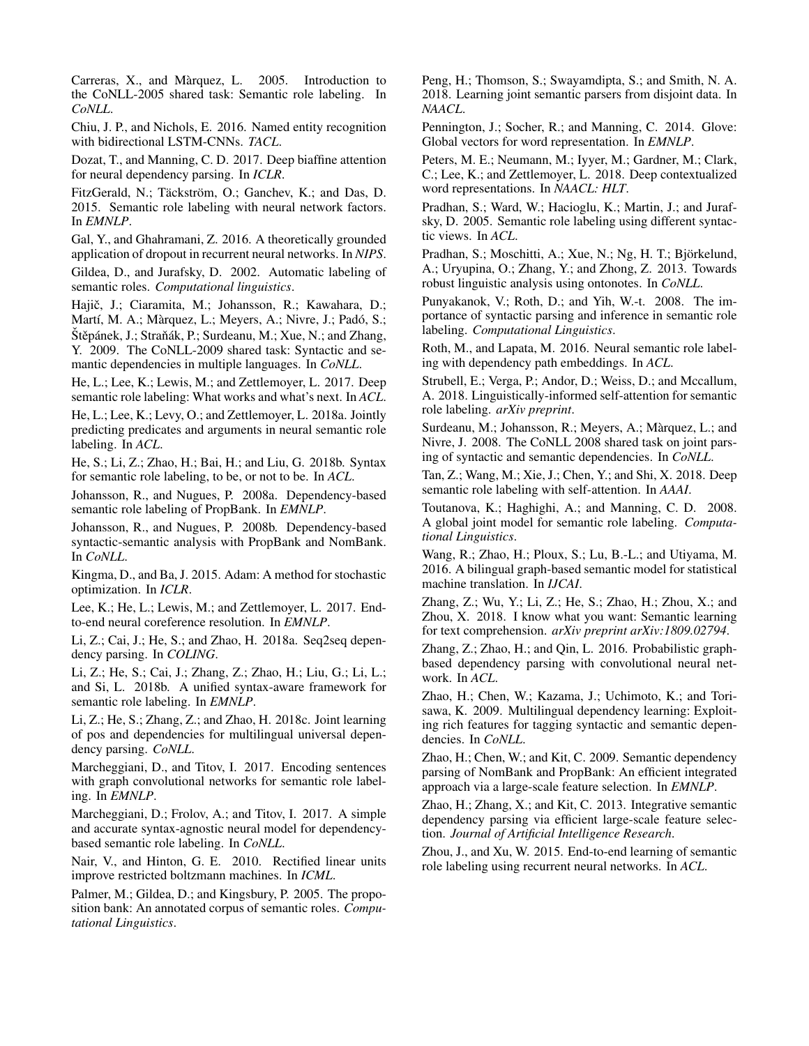Carreras, X., and Màrquez, L. 2005. Introduction to the CoNLL-2005 shared task: Semantic role labeling. In *CoNLL*.

Chiu, J. P., and Nichols, E. 2016. Named entity recognition with bidirectional LSTM-CNNs. *TACL*.

Dozat, T., and Manning, C. D. 2017. Deep biaffine attention for neural dependency parsing. In *ICLR*.

FitzGerald, N.; Täckström, O.; Ganchev, K.; and Das, D. 2015. Semantic role labeling with neural network factors. In *EMNLP*.

Gal, Y., and Ghahramani, Z. 2016. A theoretically grounded application of dropout in recurrent neural networks. In *NIPS*.

Gildea, D., and Jurafsky, D. 2002. Automatic labeling of semantic roles. *Computational linguistics*.

Hajič, J.; Ciaramita, M.; Johansson, R.; Kawahara, D.; Martí, M. A.; Màrquez, L.; Meyers, A.; Nivre, J.; Padó, S.; Štěpánek, J.; Straňák, P.; Surdeanu, M.; Xue, N.; and Zhang, Y. 2009. The CoNLL-2009 shared task: Syntactic and semantic dependencies in multiple languages. In *CoNLL*.

He, L.; Lee, K.; Lewis, M.; and Zettlemoyer, L. 2017. Deep semantic role labeling: What works and what's next. In *ACL*.

He, L.; Lee, K.; Levy, O.; and Zettlemoyer, L. 2018a. Jointly predicting predicates and arguments in neural semantic role labeling. In *ACL*.

He, S.; Li, Z.; Zhao, H.; Bai, H.; and Liu, G. 2018b. Syntax for semantic role labeling, to be, or not to be. In *ACL*.

Johansson, R., and Nugues, P. 2008a. Dependency-based semantic role labeling of PropBank. In *EMNLP*.

Johansson, R., and Nugues, P. 2008b. Dependency-based syntactic-semantic analysis with PropBank and NomBank. In *CoNLL*.

Kingma, D., and Ba, J. 2015. Adam: A method for stochastic optimization. In *ICLR*.

Lee, K.; He, L.; Lewis, M.; and Zettlemoyer, L. 2017. End-to-end neural coreference resolution. In *EMNLP*.

Li, Z.; Cai, J.; He, S.; and Zhao, H. 2018a. Seq2seq dependency parsing. In *COLING*.

Li, Z.; He, S.; Cai, J.; Zhang, Z.; Zhao, H.; Liu, G.; Li, L.; and Si, L. 2018b. A unified syntax-aware framework for semantic role labeling. In *EMNLP*.

Li, Z.; He, S.; Zhang, Z.; and Zhao, H. 2018c. Joint learning of pos and dependencies for multilingual universal dependency parsing. *CoNLL*.

Marcheggiani, D., and Titov, I. 2017. Encoding sentences with graph convolutional networks for semantic role labeling. In *EMNLP*.

Marcheggiani, D.; Frolov, A.; and Titov, I. 2017. A simple and accurate syntax-agnostic neural model for dependency-based semantic role labeling. In *CoNLL*.

Nair, V., and Hinton, G. E. 2010. Rectified linear units improve restricted boltzmann machines. In *ICML*.

Palmer, M.; Gildea, D.; and Kingsbury, P. 2005. The proposition bank: An annotated corpus of semantic roles. *Computational Linguistics*.

Peng, H.; Thomson, S.; Swayamdipta, S.; and Smith, N. A. 2018. Learning joint semantic parsers from disjoint data. In *NAACL*.

Pennington, J.; Socher, R.; and Manning, C. 2014. Glove: Global vectors for word representation. In *EMNLP*.

Peters, M. E.; Neumann, M.; Iyyer, M.; Gardner, M.; Clark, C.; Lee, K.; and Zettlemoyer, L. 2018. Deep contextualized word representations. In *NAACL: HLT*.

Pradhan, S.; Ward, W.; Hacioglu, K.; Martin, J.; and Jurafsky, D. 2005. Semantic role labeling using different syntactic views. In *ACL*.

Pradhan, S.; Moschitti, A.; Xue, N.; Ng, H. T.; Björkelund, A.; Uryupina, O.; Zhang, Y.; and Zhong, Z. 2013. Towards robust linguistic analysis using ontonotes. In *CoNLL*.

Punyakanok, V.; Roth, D.; and Yih, W.-t. 2008. The importance of syntactic parsing and inference in semantic role labeling. *Computational Linguistics*.

Roth, M., and Lapata, M. 2016. Neural semantic role labeling with dependency path embeddings. In *ACL*.

Strubell, E.; Verga, P.; Andor, D.; Weiss, D.; and Mccallum, A. 2018. Linguistically-informed self-attention for semantic role labeling. *arXiv preprint*.

Surdeanu, M.; Johansson, R.; Meyers, A.; Màrquez, L.; and Nivre, J. 2008. The CoNLL 2008 shared task on joint parsing of syntactic and semantic dependencies. In *CoNLL*.

Tan, Z.; Wang, M.; Xie, J.; Chen, Y.; and Shi, X. 2018. Deep semantic role labeling with self-attention. In *AAAI*.

Toutanova, K.; Haghighi, A.; and Manning, C. D. 2008. A global joint model for semantic role labeling. *Computational Linguistics*.

Wang, R.; Zhao, H.; Ploux, S.; Lu, B.-L.; and Utiyama, M. 2016. A bilingual graph-based semantic model for statistical machine translation. In *IJCAI*.

Zhang, Z.; Wu, Y.; Li, Z.; He, S.; Zhao, H.; Zhou, X.; and Zhou, X. 2018. I know what you want: Semantic learning for text comprehension. *arXiv preprint arXiv:1809.02794*.

Zhang, Z.; Zhao, H.; and Qin, L. 2016. Probabilistic graph-based dependency parsing with convolutional neural network. In *ACL*.

Zhao, H.; Chen, W.; Kazama, J.; Uchimoto, K.; and Torisawa, K. 2009. Multilingual dependency learning: Exploiting rich features for tagging syntactic and semantic dependencies. In *CoNLL*.

Zhao, H.; Chen, W.; and Kit, C. 2009. Semantic dependency parsing of NomBank and PropBank: An efficient integrated approach via a large-scale feature selection. In *EMNLP*.

Zhao, H.; Zhang, X.; and Kit, C. 2013. Integrative semantic dependency parsing via efficient large-scale feature selection. *Journal of Artificial Intelligence Research*.

Zhou, J., and Xu, W. 2015. End-to-end learning of semantic role labeling using recurrent neural networks. In *ACL*.